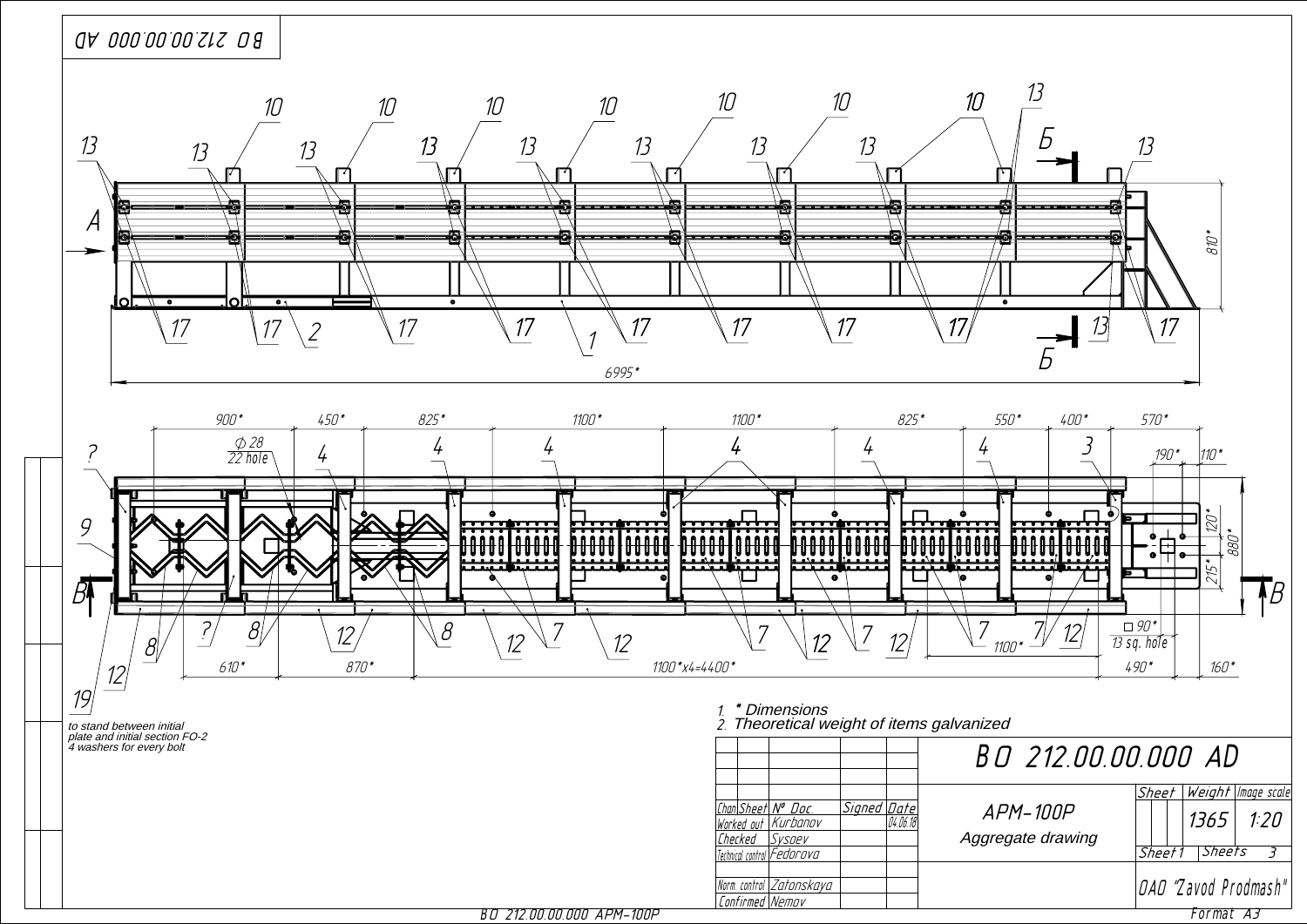BO 212.00.00.000 AD

10 10 10 10 10 10 10 13

13 13 13 13 13 13 13 13 Б 13

A

810*

17 17 2 17 17 1 17 17 17 17 13 17

Б

6995*

900* 450* 825* 1100* 1100* 825* 550* 400* 570*

? Ø 28 / 22 hole 4 4 4 4 4 4 3 190* 110*

9

120* 880*

215*

B B

? 8 12 8 12 7 12 7 12 7 12 7 1100* 7 12 □ 90* / 13 sq. hole

8

12 610* 870* 1100*x4=4400* 490* 160*

19

to stand between initial plate and initial section FO-2
4 washers for every bolt

1. * Dimensions
2. Theoretical weight of items galvanized

| | | | | | |
|---|---|---|---|---|---|
| Chan | Sheet | № Doc. | Signed | Date | **BO 212.00.00.000 AD** |
| Worked out | | Kurbanov | | 04.06.18 | APM-100P |
| Checked | | Sysaev | | | Aggregate drawing |
| Technical control | | Fedorova | | | |
| Norm. control | | Zatonskaya | | | |
| Confirmed | | Nemov | | | OAO "Zavod Prodmash" |

| Sheet | Weight | Image scale |
|---|---|---|
| | 1365 | 1:20 |
| Sheet 1 | Sheets 3 | |

BO 212.00.00.000 APM-100P

Format A3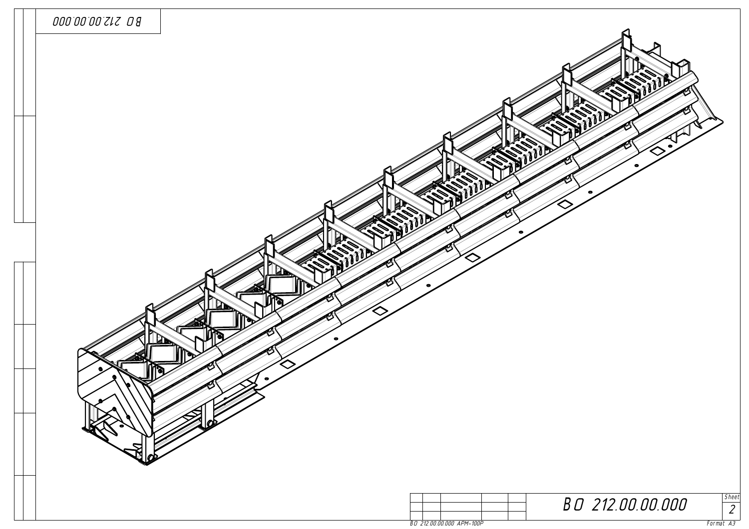BO 212.00.00.000

| | | | | | | BO 212.00.00.000 | Sheet 2 |
|---|---|---|---|---|---|---|---|

BO 212.00.00.000 APM-100P

Format A3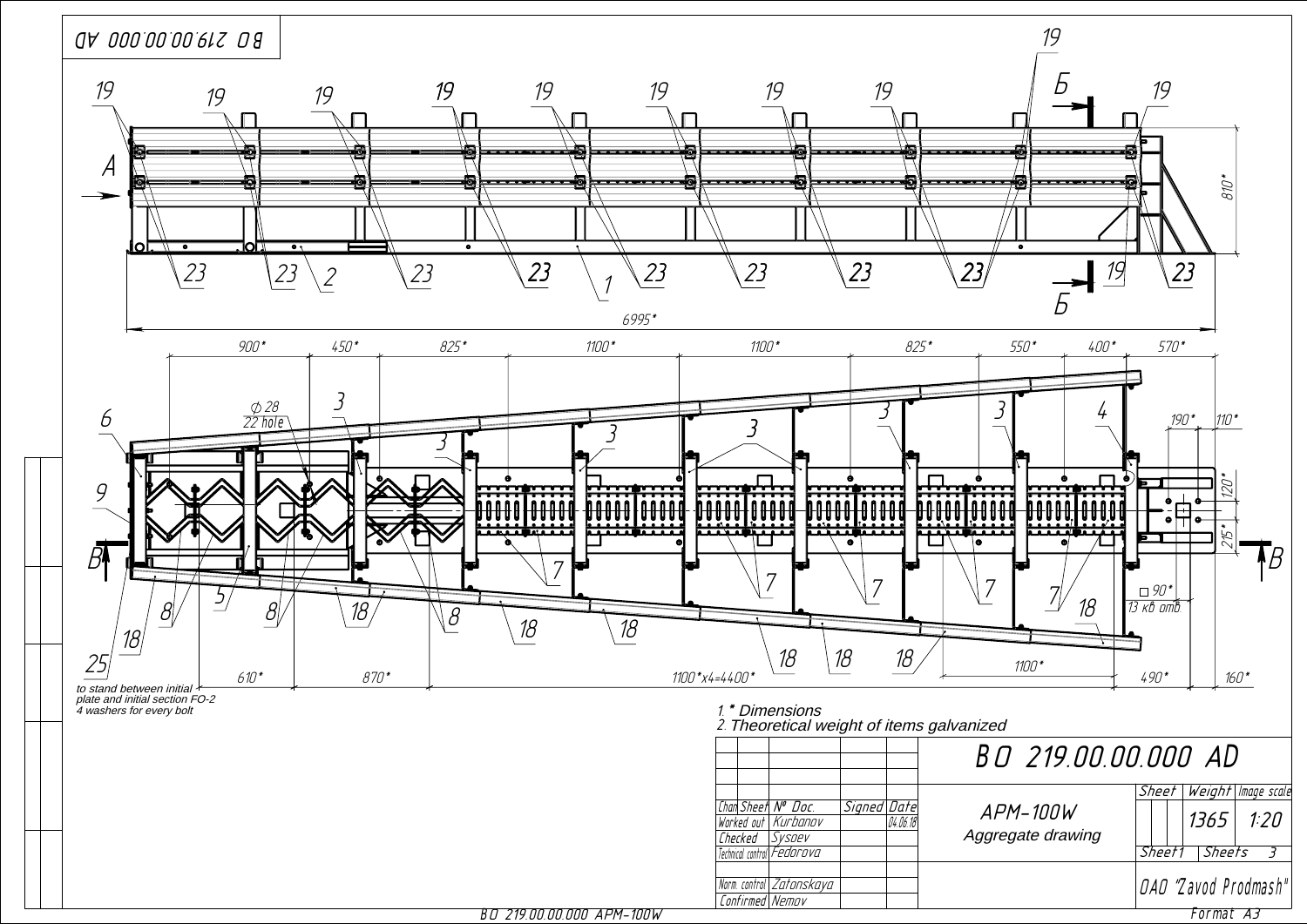to stand between initial plate and initial section FO-2
4 washers for every bolt

1. * Dimensions
2. Theoretical weight of items galvanized

| | | | | | BO 219.00.00.000 AD | | | |
|---|---|---|---|---|---|---|---|---|
| Chan | Sheet | № Doc. | Signed | Date | APM-100W Aggregate drawing | Sheet | Weight | Image scale |
| Worked out | | Kurbanov | | 04.06.18 | | | 1365 | 1:20 |
| Checked | | Sysoev | | | | Sheet 1 | Sheets 3 | |
| Technical control | | Fedorova | | | OAO "Zavod Prodmash" | | | |
| Norm. control | | Zatonskaya | | | | | | |
| Confirmed | | Nemov | | | | | | |

Format A3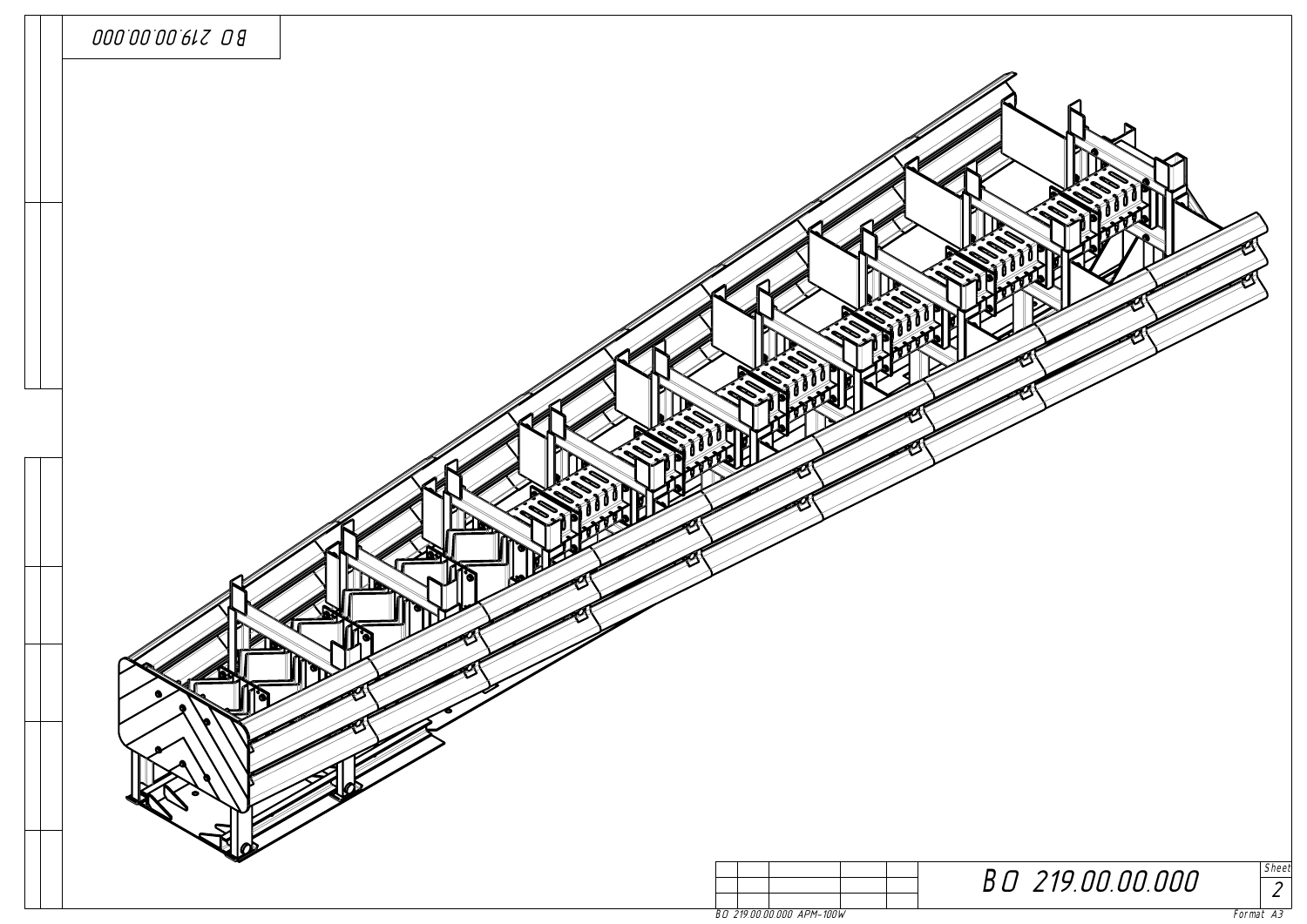BO 219.00.00.000

BO 219.00.00.000

Sheet

2

BO 219.00.00.000 APM-100W

Format A3